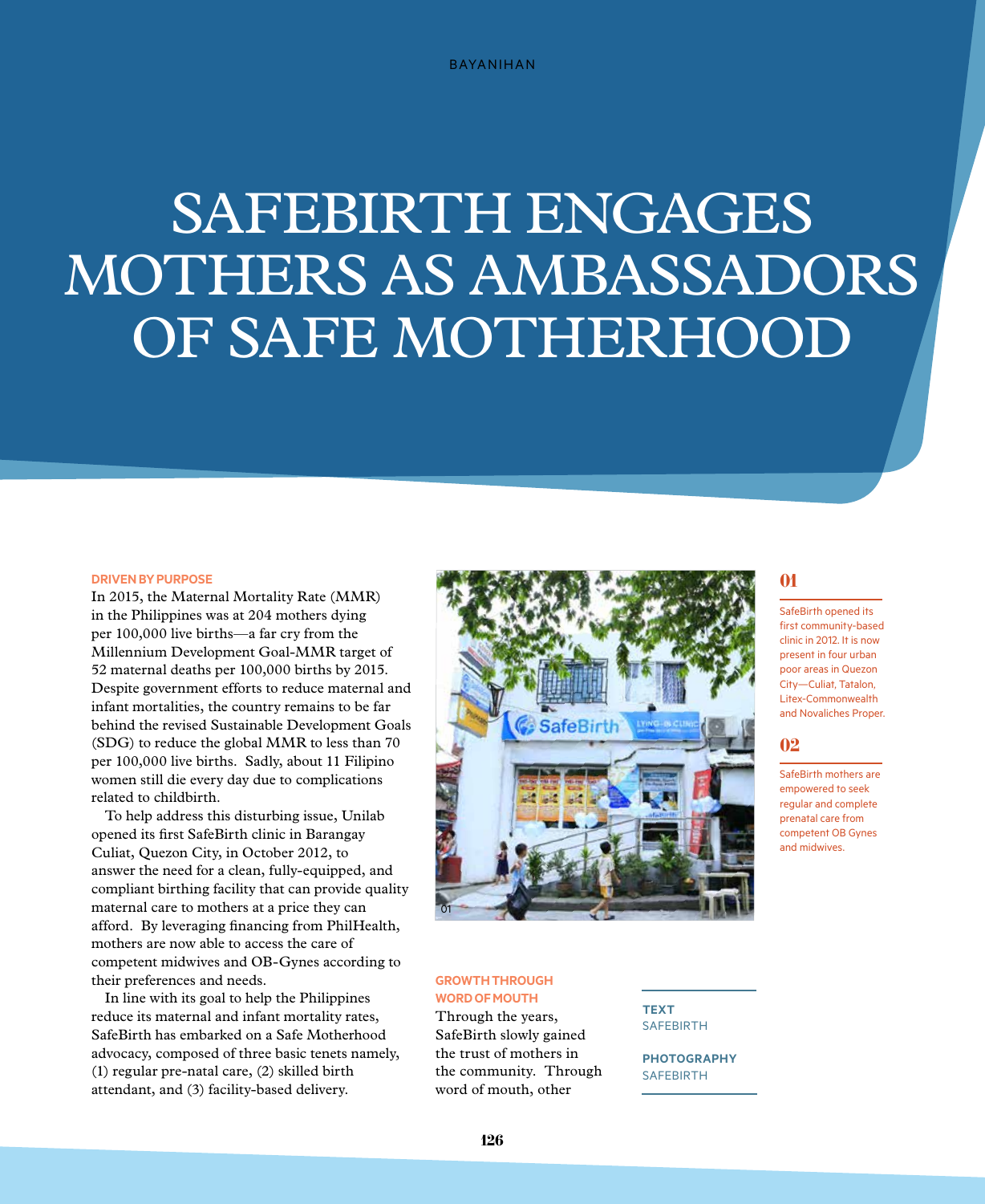# SAFEBIRTH ENGAGES MOTHERS AS AMBASSADORS OF SAFE MOTHERHOOD

**TEXT**
SAFEBIRTH

**PHOTOGRAPHY**
SAFEBIRTH

### DRIVEN BY PURPOSE

In 2015, the Maternal Mortality Rate (MMR) in the Philippines was at 204 mothers dying per 100,000 live births—a far cry from the Millennium Development Goal-MMR target of 52 maternal deaths per 100,000 births by 2015. Despite government efforts to reduce maternal and infant mortalities, the country remains to be far behind the revised Sustainable Development Goals (SDG) to reduce the global MMR to less than 70 per 100,000 live births. Sadly, about 11 Filipino women still die every day due to complications related to childbirth.

To help address this disturbing issue, Unilab opened its first SafeBirth clinic in Barangay Culiat, Quezon City, in October 2012, to answer the need for a clean, fully-equipped, and compliant birthing facility that can provide quality maternal care to mothers at a price they can afford. By leveraging financing from PhilHealth, mothers are now able to access the care of competent midwives and OB-Gynes according to their preferences and needs.

In line with its goal to help the Philippines reduce its maternal and infant mortality rates, SafeBirth has embarked on a Safe Motherhood advocacy, composed of three basic tenets namely, (1) regular pre-natal care, (2) skilled birth attendant, and (3) facility-based delivery.

**01**

SafeBirth opened its first community-based clinic in 2012. It is now present in four urban poor areas in Quezon City—Culiat, Tatalon, Litex-Commonwealth and Novaliches Proper.

**02**

SafeBirth mothers are empowered to seek regular and complete prenatal care from competent OB Gynes and midwives.

### GROWTH THROUGH WORD OF MOUTH

Through the years, SafeBirth slowly gained the trust of mothers in the community. Through word of mouth, other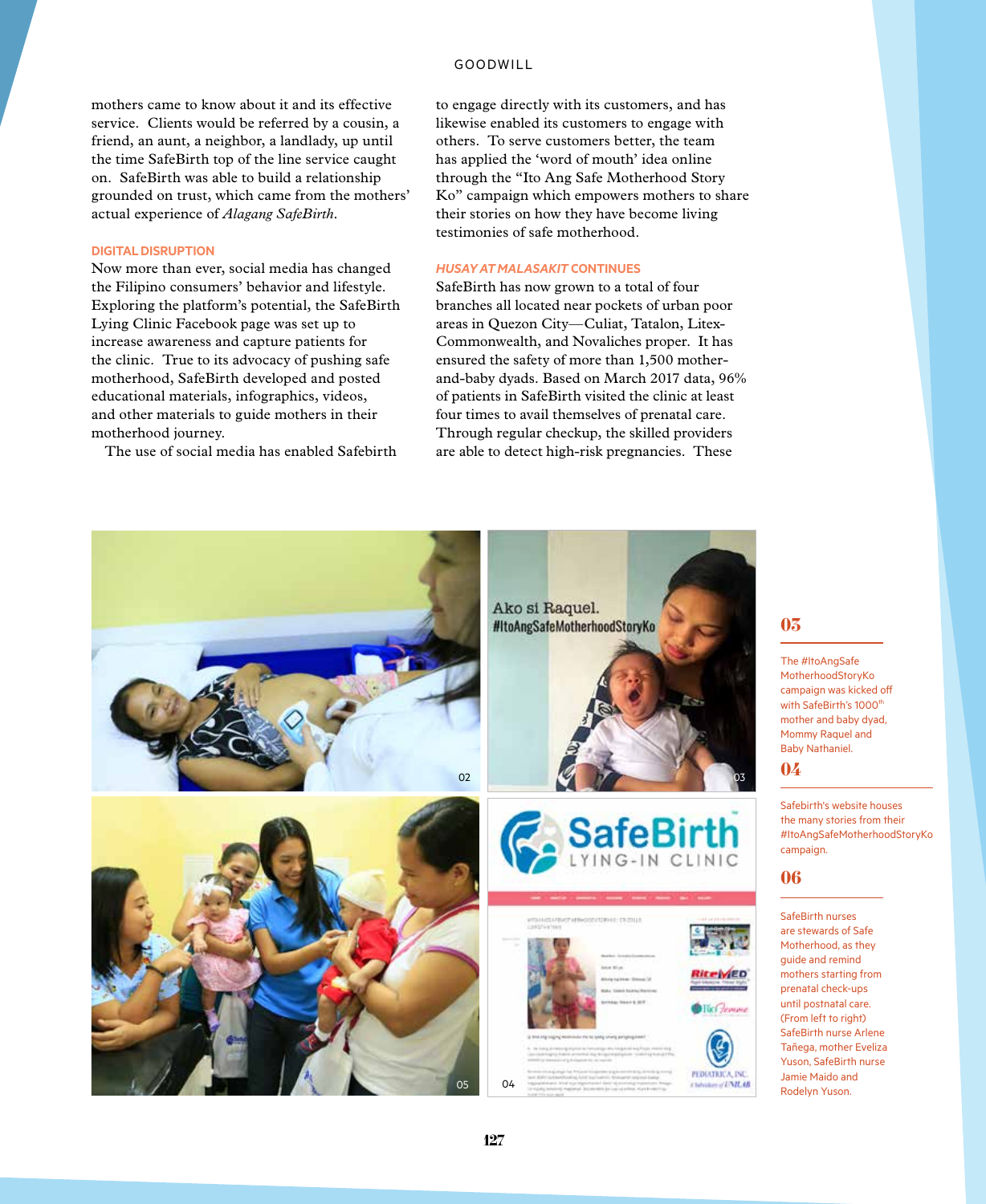mothers came to know about it and its effective service. Clients would be referred by a cousin, a friend, an aunt, a neighbor, a landlady, up until the time SafeBirth top of the line service caught on. SafeBirth was able to build a relationship grounded on trust, which came from the mothers' actual experience of *Alagang SafeBirth*.

### DIGITAL DISRUPTION

Now more than ever, social media has changed the Filipino consumers' behavior and lifestyle. Exploring the platform's potential, the SafeBirth Lying Clinic Facebook page was set up to increase awareness and capture patients for the clinic. True to its advocacy of pushing safe motherhood, SafeBirth developed and posted educational materials, infographics, videos, and other materials to guide mothers in their motherhood journey.

The use of social media has enabled Safebirth to engage directly with its customers, and has likewise enabled its customers to engage with others. To serve customers better, the team has applied the 'word of mouth' idea online through the "Ito Ang Safe Motherhood Story Ko" campaign which empowers mothers to share their stories on how they have become living testimonies of safe motherhood.

### *HUSAY AT MALASAKIT* CONTINUES

SafeBirth has now grown to a total of four branches all located near pockets of urban poor areas in Quezon City—Culiat, Tatalon, Litex-Commonwealth, and Novaliches proper. It has ensured the safety of more than 1,500 mother-and-baby dyads. Based on March 2017 data, 96% of patients in SafeBirth visited the clinic at least four times to avail themselves of prenatal care. Through regular checkup, the skilled providers are able to detect high-risk pregnancies. These

**03**

The #ItoAngSafe MotherhoodStoryKo campaign was kicked off with SafeBirth's 1000th mother and baby dyad, Mommy Raquel and Baby Nathaniel.

**04**

Safebirth's website houses the many stories from their #ItoAngSafeMotherhoodStoryKo campaign.

**06**

SafeBirth nurses are stewards of Safe Motherhood, as they guide and remind mothers starting from prenatal check-ups until postnatal care. (From left to right) SafeBirth nurse Arlene Tañega, mother Eveliza Yuson, SafeBirth nurse Jamie Maido and Rodelyn Yuson.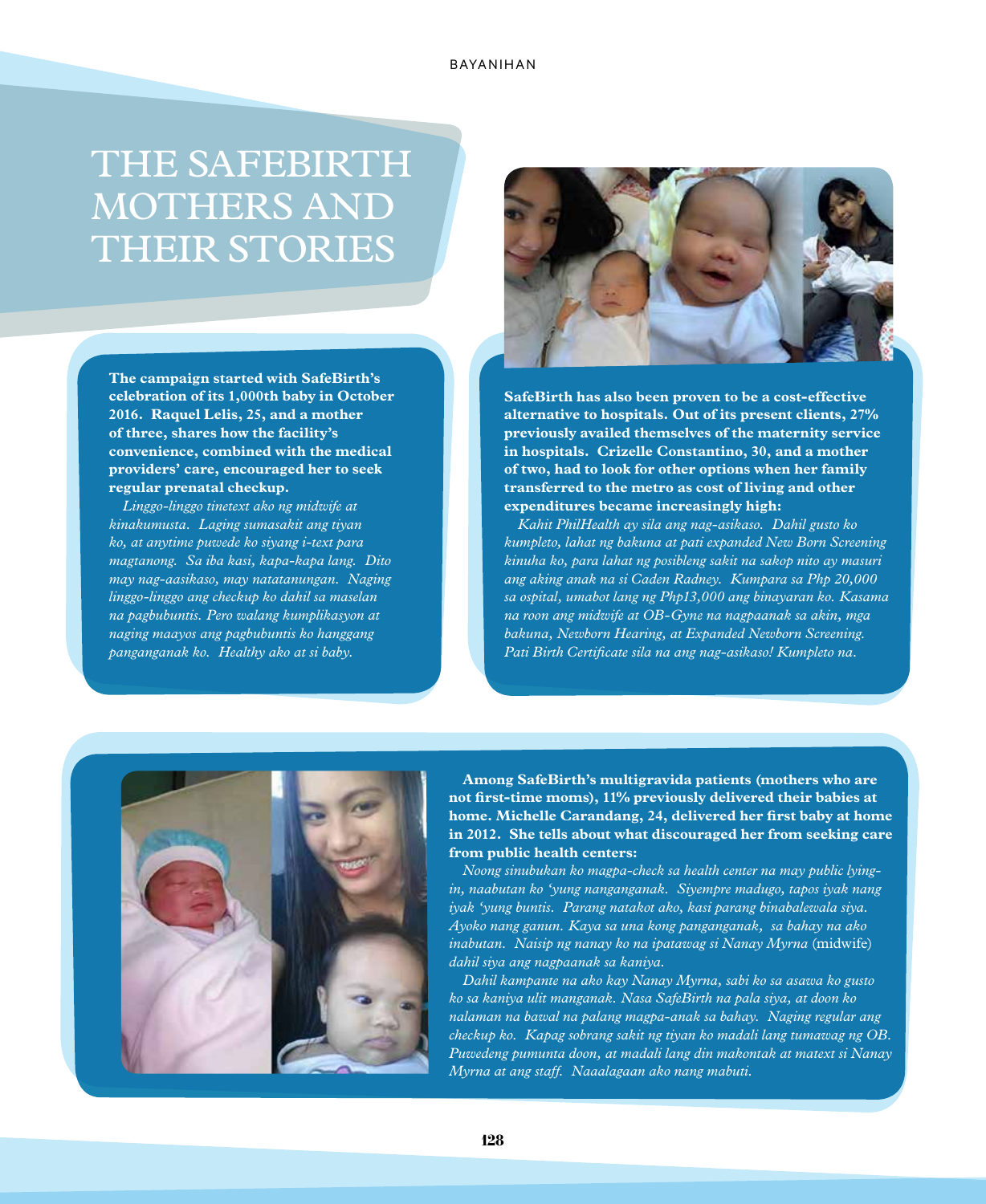# THE SAFEBIRTH MOTHERS AND THEIR STORIES

**The campaign started with SafeBirth's celebration of its 1,000th baby in October 2016. Raquel Lelis, 25, and a mother of three, shares how the facility's convenience, combined with the medical providers' care, encouraged her to seek regular prenatal checkup.**

*Linggo-linggo tinetext ako ng midwife at kinakumusta. Laging sumasakit ang tiyan ko, at anytime puwede ko siyang i-text para magtanong. Sa iba kasi, kapa-kapa lang. Dito may nag-aasikaso, may natatanungan. Naging linggo-linggo ang checkup ko dahil sa maselan na pagbubuntis. Pero walang kumplikasyon at naging maayos ang pagbubuntis ko hanggang panganganak ko. Healthy ako at si baby.*

**SafeBirth has also been proven to be a cost-effective alternative to hospitals. Out of its present clients, 27% previously availed themselves of the maternity service in hospitals. Crizelle Constantino, 30, and a mother of two, had to look for other options when her family transferred to the metro as cost of living and other expenditures became increasingly high:**

*Kahit PhilHealth ay sila ang nag-asikaso. Dahil gusto ko kumpleto, lahat ng bakuna at pati expanded New Born Screening kinuha ko, para lahat ng posibleng sakit na sakop nito ay masuri ang aking anak na si Caden Radney. Kumpara sa Php 20,000 sa ospital, umabot lang ng Php13,000 ang binayaran ko. Kasama na roon ang midwife at OB-Gyne na nagpaanak sa akin, mga bakuna, Newborn Hearing, at Expanded Newborn Screening. Pati Birth Certificate sila na ang nag-asikaso! Kumpleto na.*

**Among SafeBirth's multigravida patients (mothers who are not first-time moms), 11% previously delivered their babies at home. Michelle Carandang, 24, delivered her first baby at home in 2012. She tells about what discouraged her from seeking care from public health centers:**

*Noong sinubukan ko magpa-check sa health center na may public lying-in, naabutan ko 'yung nanganganak. Siyempre madugo, tapos iyak nang iyak 'yung buntis. Parang natakot ako, kasi parang binabalewala siya. Ayoko nang ganun. Kaya sa una kong panganganak, sa bahay na ako inabutan. Naisip ng nanay ko na ipatawag si Nanay Myrna* (midwife) *dahil siya ang nagpaanak sa kaniya.*

*Dahil kampante na ako kay Nanay Myrna, sabi ko sa asawa ko gusto ko sa kaniya ulit manganak. Nasa SafeBirth na pala siya, at doon ko nalaman na bawal na palang magpa-anak sa bahay. Naging regular ang checkup ko. Kapag sobrang sakit ng tiyan ko madali lang tumawag ng OB. Puwedeng pumunta doon, at madali lang din makontak at matext si Nanay Myrna at ang staff. Naaalagaan ako nang mabuti.*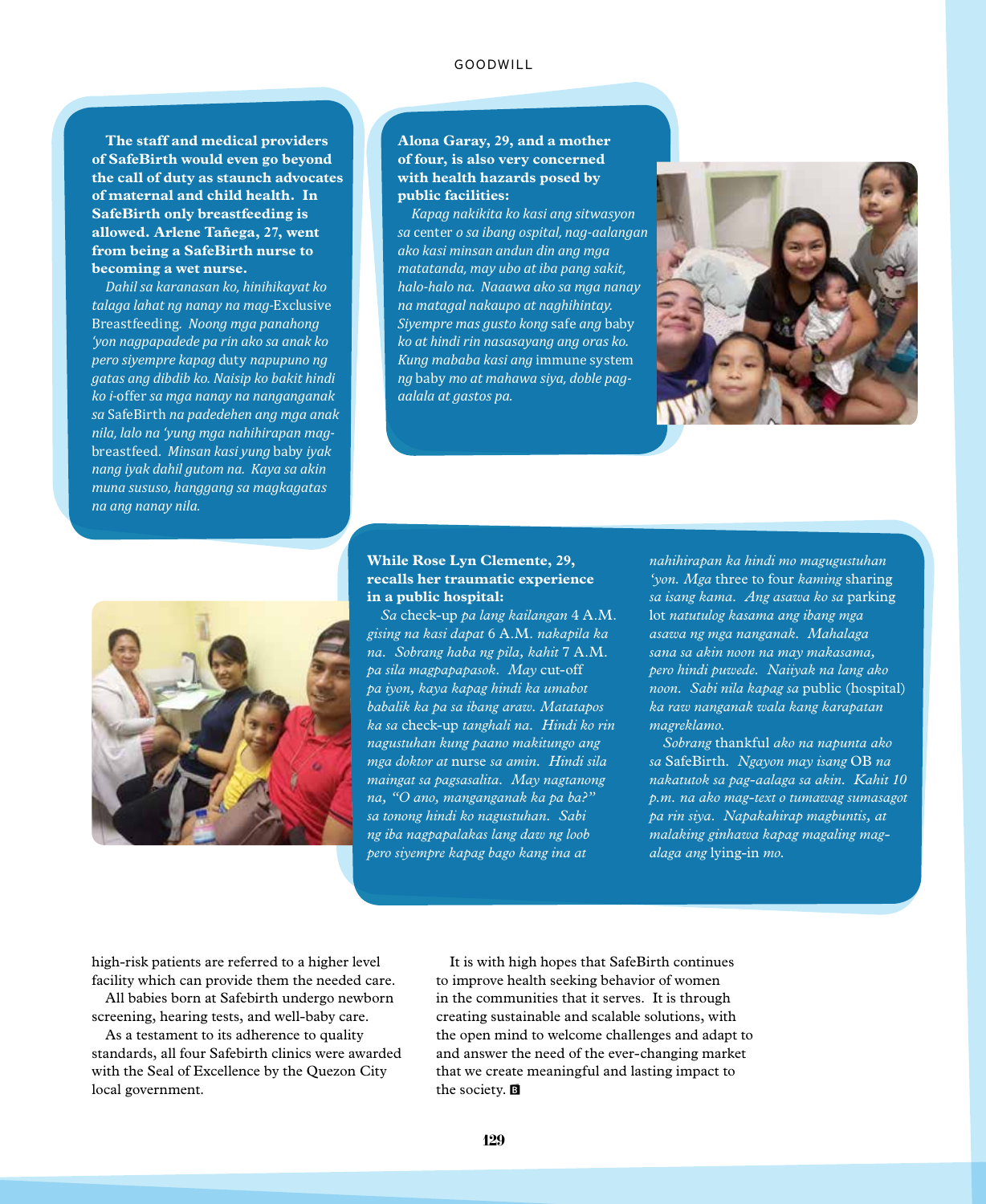**The staff and medical providers of SafeBirth would even go beyond the call of duty as staunch advocates of maternal and child health. In SafeBirth only breastfeeding is allowed. Arlene Tañega, 27, went from being a SafeBirth nurse to becoming a wet nurse.**

*Dahil sa karanasan ko, hinihikayat ko talaga lahat ng nanay na mag-*Exclusive Breastfeeding. *Noong mga panahong 'yon nagpapadede pa rin ako sa anak ko pero siyempre kapag* duty *napupuno ng gatas ang dibdib ko. Naisip ko bakit hindi ko i-*offer *sa mga nanay na nanganganak sa* SafeBirth *na padedehen ang mga anak nila, lalo na 'yung mga nahihirapan mag-*breastfeed. *Minsan kasi yung* baby *iyak nang iyak dahil gutom na. Kaya sa akin muna sususo, hanggang sa magkagatas na ang nanay nila.*

**Alona Garay, 29, and a mother of four, is also very concerned with health hazards posed by public facilities:**

*Kapag nakikita ko kasi ang sitwasyon sa* center *o sa ibang ospital, nag-aalangan ako kasi minsan andun din ang mga matatanda, may ubo at iba pang sakit, halo-halo na. Naaawa ako sa mga nanay na matagal nakaupo at naghihintay. Siyempre mas gusto kong* safe *ang* baby *ko at hindi rin nasasayang ang oras ko. Kung mababa kasi ang* immune system *ng* baby *mo at mahawa siya, doble pag-aalala at gastos pa.*

**While Rose Lyn Clemente, 29, recalls her traumatic experience in a public hospital:**

*Sa* check-up *pa lang kailangan* 4 A.M. *gising na kasi dapat* 6 A.M. *nakapila ka na. Sobrang haba ng pila, kahit* 7 A.M. *pa sila magpapapasok. May* cut-off *pa iyon, kaya kapag hindi ka umabot babalik ka pa sa ibang araw. Matatapos ka sa* check-up *tanghali na. Hindi ko rin nagustuhan kung paano makitungo ang mga doktor at* nurse *sa amin. Hindi sila maingat sa pagsasalita. May nagtanong na, "O ano, manganganak ka pa ba?" sa tonong hindi ko nagustuhan. Sabi ng iba nagpapalakas lang daw ng loob pero siyempre kapag bago kang ina at nahihirapan ka hindi mo magugustuhan 'yon. Mga* three to four *kaming* sharing *sa isang kama. Ang asawa ko sa* parking lot *natutulog kasama ang ibang mga asawa ng mga nanganak. Mahalaga sana sa akin noon na may makasama, pero hindi puwede. Naiiyak na lang ako noon. Sabi nila kapag sa* public (hospital) *ka raw nanganak wala kang karapatan magreklamo.*

*Sobrang* thankful *ako na napunta ako sa* SafeBirth. *Ngayon may isang* OB *na nakatutok sa pag-aalaga sa akin. Kahit 10 p.m. na ako mag-text o tumawag sumasagot pa rin siya. Napakahirap magbuntis, at malaking ginhawa kapag magaling mag-alaga ang* lying-in *mo.*

high-risk patients are referred to a higher level facility which can provide them the needed care.

All babies born at Safebirth undergo newborn screening, hearing tests, and well-baby care.

As a testament to its adherence to quality standards, all four Safebirth clinics were awarded with the Seal of Excellence by the Quezon City local government.

It is with high hopes that SafeBirth continues to improve health seeking behavior of women in the communities that it serves. It is through creating sustainable and scalable solutions, with the open mind to welcome challenges and adapt to and answer the need of the ever-changing market that we create meaningful and lasting impact to the society.